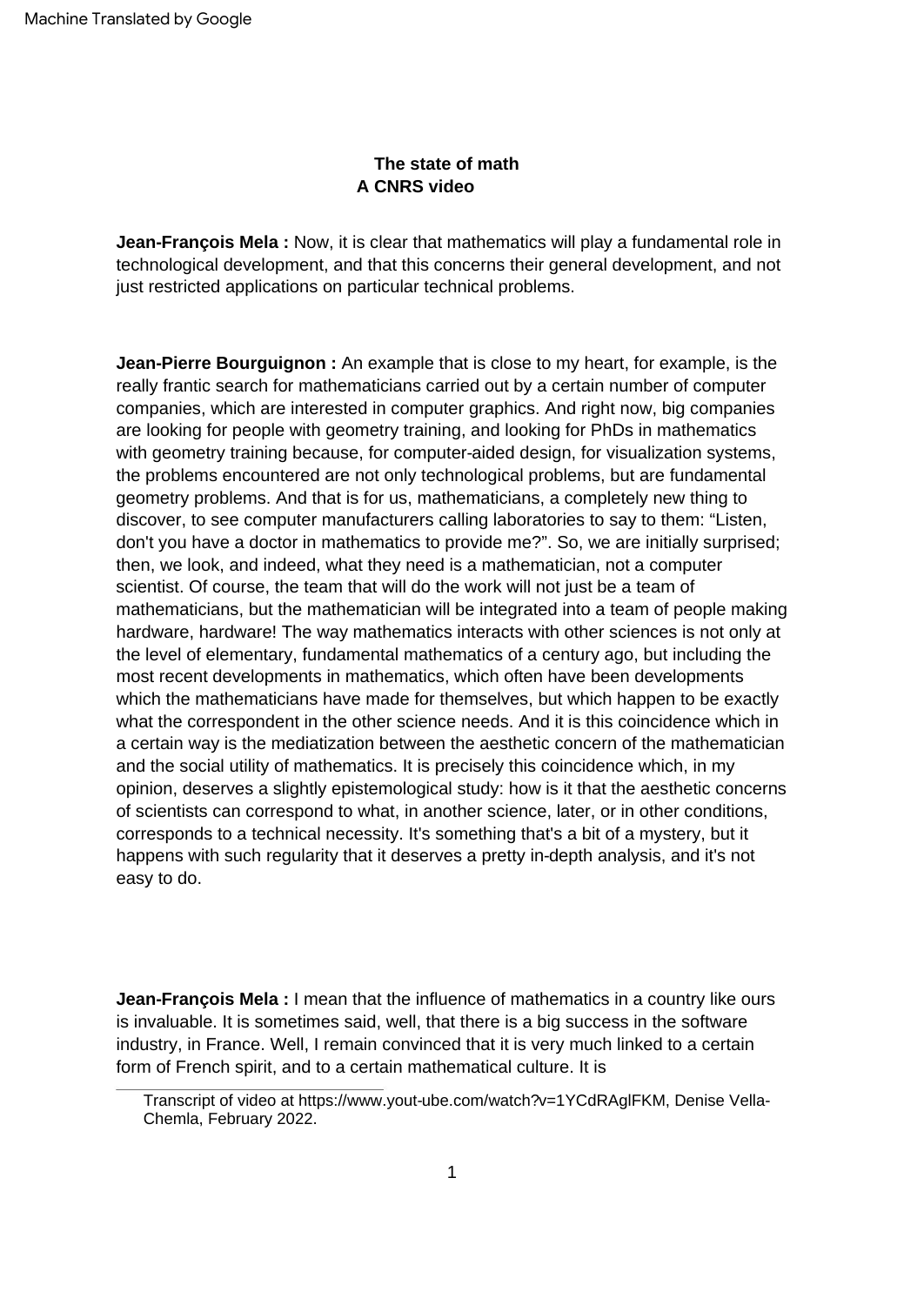Machine Translated by Google

**The state of math**
**A CNRS video**

**Jean-François Mela :** Now, it is clear that mathematics will play a fundamental role in technological development, and that this concerns their general development, and not just restricted applications on particular technical problems.

**Jean-Pierre Bourguignon :** An example that is close to my heart, for example, is the really frantic search for mathematicians carried out by a certain number of computer companies, which are interested in computer graphics. And right now, big companies are looking for people with geometry training, and looking for PhDs in mathematics with geometry training because, for computer-aided design, for visualization systems, the problems encountered are not only technological problems, but are fundamental geometry problems. And that is for us, mathematicians, a completely new thing to discover, to see computer manufacturers calling laboratories to say to them: "Listen, don't you have a doctor in mathematics to provide me?". So, we are initially surprised; then, we look, and indeed, what they need is a mathematician, not a computer scientist. Of course, the team that will do the work will not just be a team of mathematicians, but the mathematician will be integrated into a team of people making hardware, hardware! The way mathematics interacts with other sciences is not only at the level of elementary, fundamental mathematics of a century ago, but including the most recent developments in mathematics, which often have been developments which the mathematicians have made for themselves, but which happen to be exactly what the correspondent in the other science needs. And it is this coincidence which in a certain way is the mediatization between the aesthetic concern of the mathematician and the social utility of mathematics. It is precisely this coincidence which, in my opinion, deserves a slightly epistemological study: how is it that the aesthetic concerns of scientists can correspond to what, in another science, later, or in other conditions, corresponds to a technical necessity. It's something that's a bit of a mystery, but it happens with such regularity that it deserves a pretty in-depth analysis, and it's not easy to do.

**Jean-François Mela :** I mean that the influence of mathematics in a country like ours is invaluable. It is sometimes said, well, that there is a big success in the software industry, in France. Well, I remain convinced that it is very much linked to a certain form of French spirit, and to a certain mathematical culture. It is

Transcript of video at https://www.yout-ube.com/watch?v=1YCdRAglFKM, Denise Vella-Chemla, February 2022.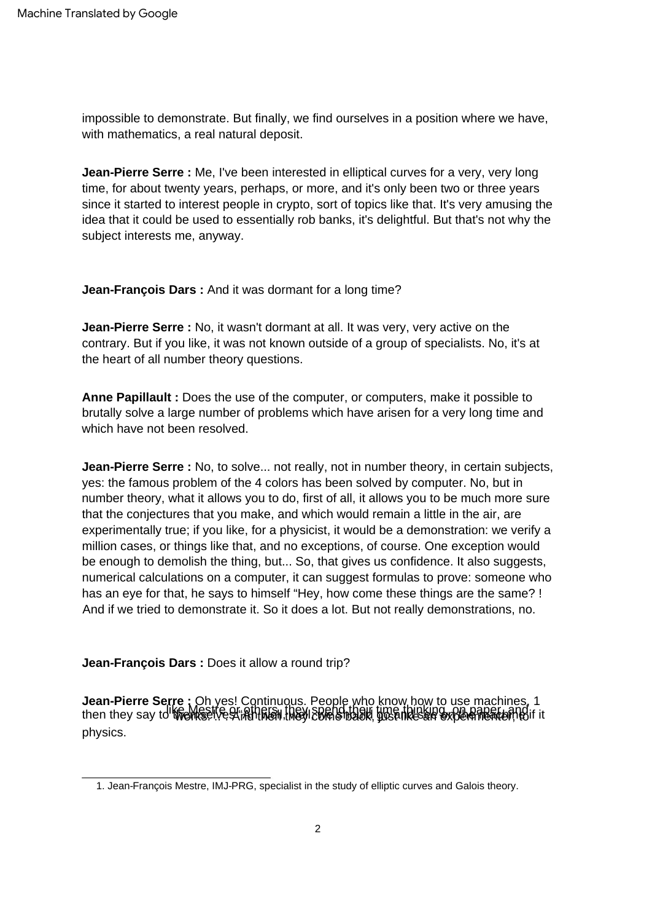impossible to demonstrate. But finally, we find ourselves in a position where we have, with mathematics, a real natural deposit.

**Jean-Pierre Serre :** Me, I've been interested in elliptical curves for a very, very long time, for about twenty years, perhaps, or more, and it's only been two or three years since it started to interest people in crypto, sort of topics like that. It's very amusing the idea that it could be used to essentially rob banks, it's delightful. But that's not why the subject interests me, anyway.

**Jean-François Dars :** And it was dormant for a long time?

**Jean-Pierre Serre :** No, it wasn't dormant at all. It was very, very active on the contrary. But if you like, it was not known outside of a group of specialists. No, it's at the heart of all number theory questions.

**Anne Papillault :** Does the use of the computer, or computers, make it possible to brutally solve a large number of problems which have arisen for a very long time and which have not been resolved.

**Jean-Pierre Serre :** No, to solve... not really, not in number theory, in certain subjects, yes: the famous problem of the 4 colors has been solved by computer. No, but in number theory, what it allows you to do, first of all, it allows you to be much more sure that the conjectures that you make, and which would remain a little in the air, are experimentally true; if you like, for a physicist, it would be a demonstration: we verify a million cases, or things like that, and no exceptions, of course. One exception would be enough to demolish the thing, but... So, that gives us confidence. It also suggests, numerical calculations on a computer, it can suggest formulas to prove: someone who has an eye for that, he says to himself "Hey, how come these things are the same? ! And if we tried to demonstrate it. So it does a lot. But not really demonstrations, no.

**Jean-François Dars :** Does it allow a round trip?

**Jean-Pierre Serre :** Oh yes! Continuous. People who know how to use machines, like Mestre[1] or others, they spend their time thinking, on paper, and then they say to themselves "Ah well, we should go and see on the machine if it works." . And then they come back, just like an experimenter, to physics.

1. Jean-François Mestre, IMJ-PRG, specialist in the study of elliptic curves and Galois theory.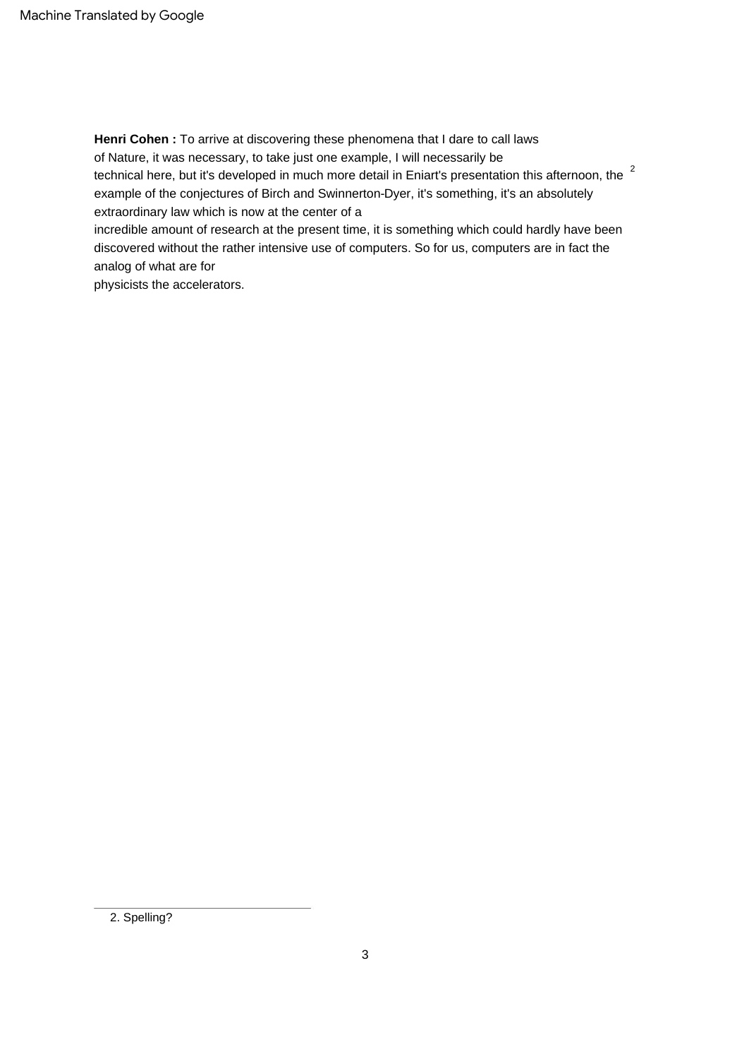**Henri Cohen :** To arrive at discovering these phenomena that I dare to call laws of Nature, it was necessary, to take just one example, I will necessarily be technical here, but it's developed in much more detail in Eniart's presentation this afternoon, the [2] example of the conjectures of Birch and Swinnerton-Dyer, it's something, it's an absolutely extraordinary law which is now at the center of a incredible amount of research at the present time, it is something which could hardly have been discovered without the rather intensive use of computers. So for us, computers are in fact the analog of what are for physicists the accelerators.

---

2. Spelling?